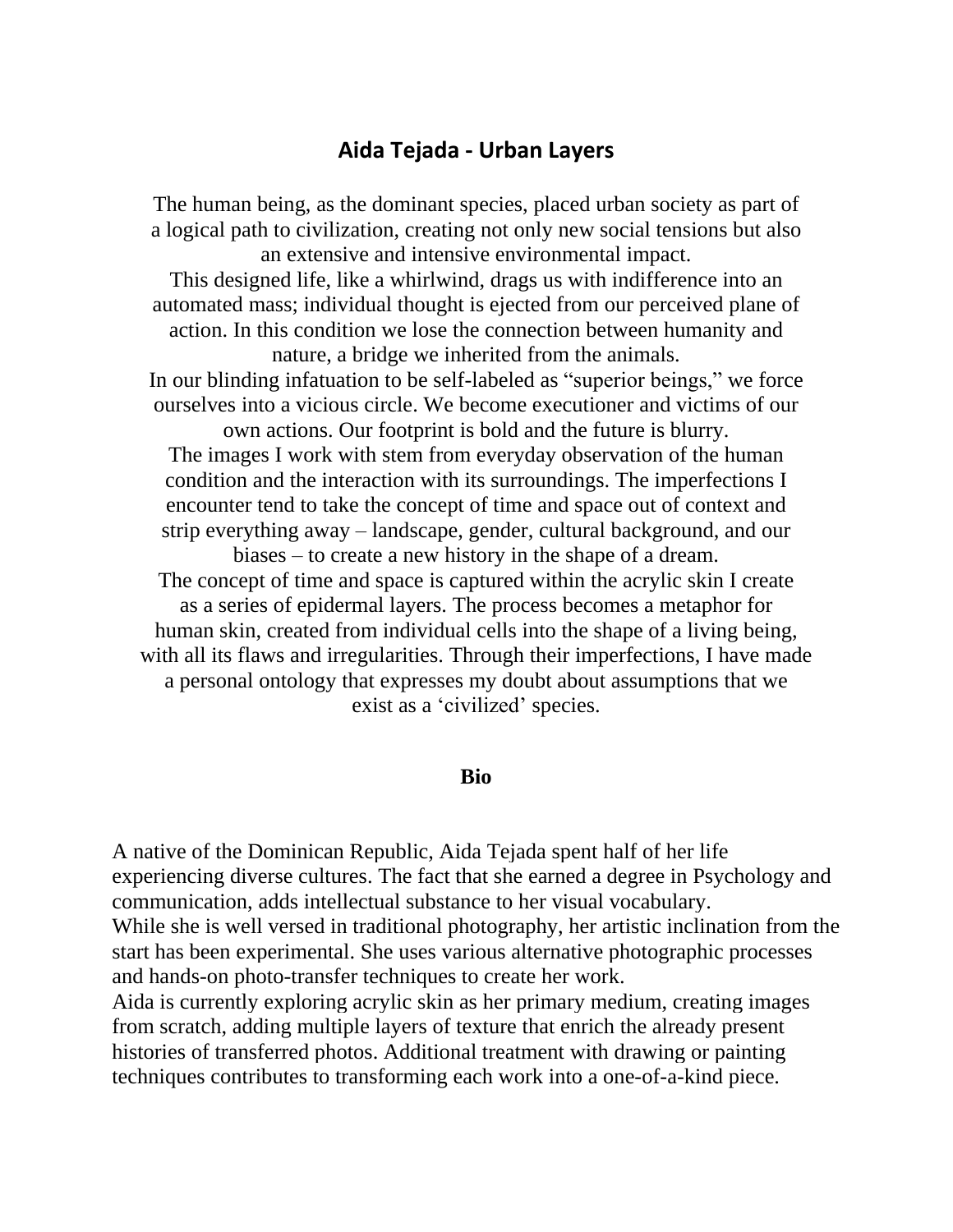# Aida Tejada - Urban Layers

The human being, as the dominant species, placed urban society as part of a logical path to civilization, creating not only new social tensions but also an extensive and intensive environmental impact.

This designed life, like a whirlwind, drags us with indifference into an automated mass; individual thought is ejected from our perceived plane of action. In this condition we lose the connection between humanity and nature, a bridge we inherited from the animals.

In our blinding infatuation to be self-labeled as "superior beings," we force ourselves into a vicious circle. We become executioner and victims of our own actions. Our footprint is bold and the future is blurry.

The images I work with stem from everyday observation of the human condition and the interaction with its surroundings. The imperfections I encounter tend to take the concept of time and space out of context and strip everything away – landscape, gender, cultural background, and our biases – to create a new history in the shape of a dream.

The concept of time and space is captured within the acrylic skin I create as a series of epidermal layers. The process becomes a metaphor for human skin, created from individual cells into the shape of a living being, with all its flaws and irregularities. Through their imperfections, I have made a personal ontology that expresses my doubt about assumptions that we exist as a 'civilized' species.

## Bio

A native of the Dominican Republic, Aida Tejada spent half of her life experiencing diverse cultures. The fact that she earned a degree in Psychology and communication, adds intellectual substance to her visual vocabulary.

While she is well versed in traditional photography, her artistic inclination from the start has been experimental. She uses various alternative photographic processes and hands-on photo-transfer techniques to create her work.

Aida is currently exploring acrylic skin as her primary medium, creating images from scratch, adding multiple layers of texture that enrich the already present histories of transferred photos. Additional treatment with drawing or painting techniques contributes to transforming each work into a one-of-a-kind piece.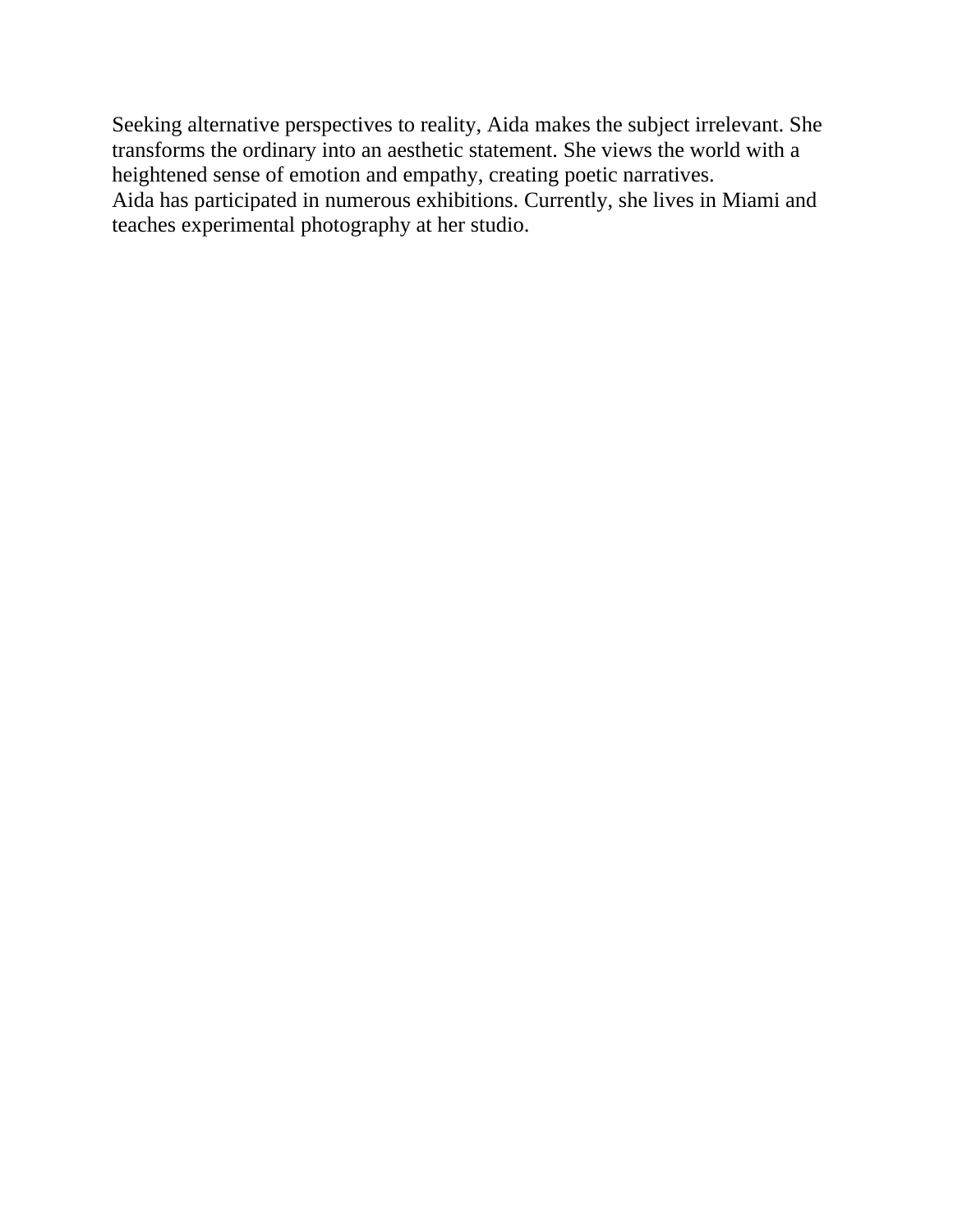Seeking alternative perspectives to reality, Aida makes the subject irrelevant. She transforms the ordinary into an aesthetic statement. She views the world with a heightened sense of emotion and empathy, creating poetic narratives.
Aida has participated in numerous exhibitions. Currently, she lives in Miami and teaches experimental photography at her studio.